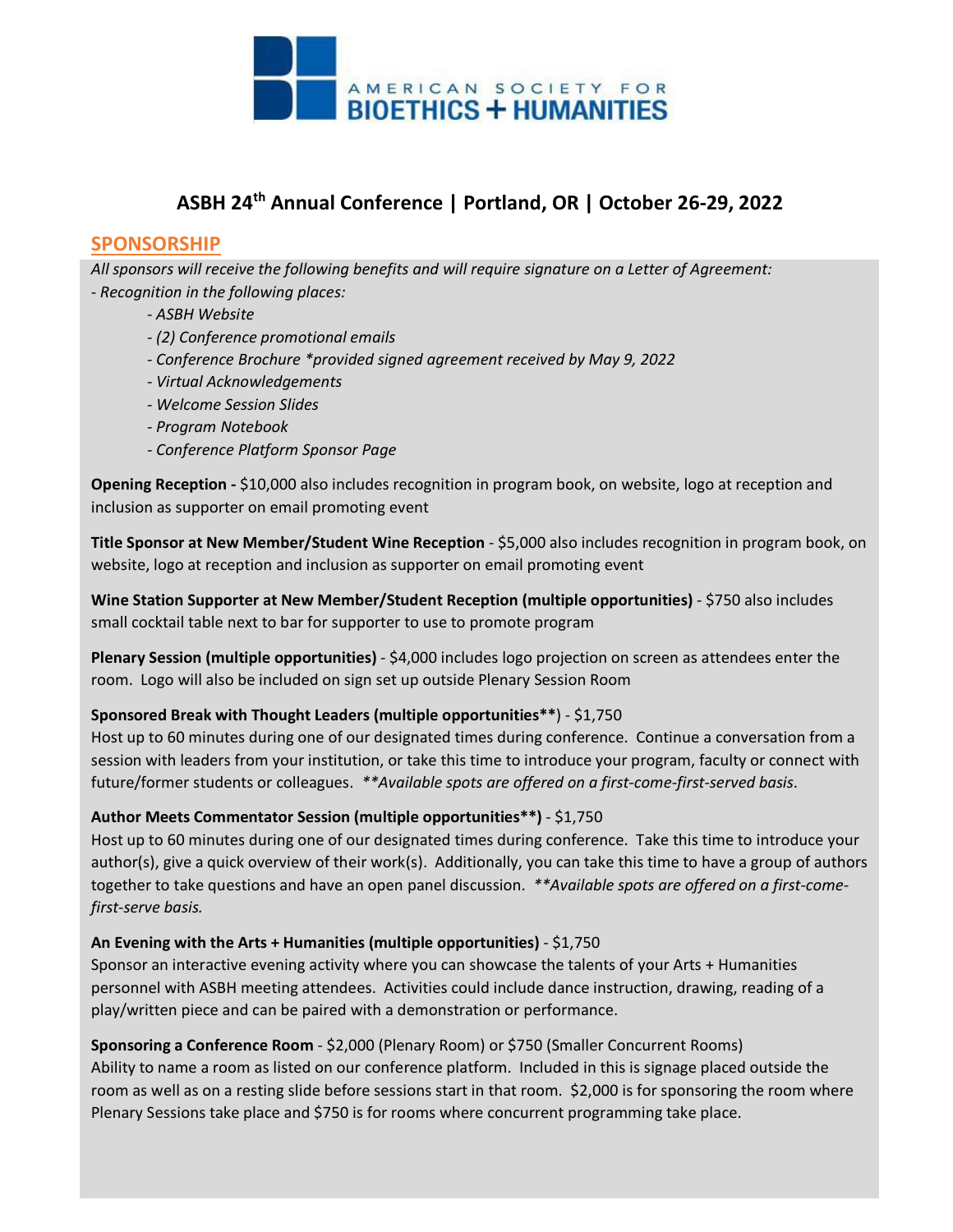AMERICAN SOCIETY FOR
BIOETHICS + HUMANITIES

# ASBH 24th Annual Conference | Portland, OR | October 26-29, 2022

## SPONSORSHIP

*All sponsors will receive the following benefits and will require signature on a Letter of Agreement:*

*- Recognition in the following places:*

- *ASBH Website*
- *(2) Conference promotional emails*
- *Conference Brochure \*provided signed agreement received by May 9, 2022*
- *Virtual Acknowledgements*
- *Welcome Session Slides*
- *Program Notebook*
- *Conference Platform Sponsor Page*

**Opening Reception -** $10,000 also includes recognition in program book, on website, logo at reception and inclusion as supporter on email promoting event

**Title Sponsor at New Member/Student Wine Reception** - $5,000 also includes recognition in program book, on website, logo at reception and inclusion as supporter on email promoting event

**Wine Station Supporter at New Member/Student Reception (multiple opportunities)** - $750 also includes small cocktail table next to bar for supporter to use to promote program

**Plenary Session (multiple opportunities)** - $4,000 includes logo projection on screen as attendees enter the room. Logo will also be included on sign set up outside Plenary Session Room

**Sponsored Break with Thought Leaders (multiple opportunities\*\***) - $1,750

Host up to 60 minutes during one of our designated times during conference. Continue a conversation from a session with leaders from your institution, or take this time to introduce your program, faculty or connect with future/former students or colleagues. *\*\*Available spots are offered on a first-come-first-served basis*.

**Author Meets Commentator Session (multiple opportunities\*\*)** - $1,750

Host up to 60 minutes during one of our designated times during conference. Take this time to introduce your author(s), give a quick overview of their work(s). Additionally, you can take this time to have a group of authors together to take questions and have an open panel discussion. *\*\*Available spots are offered on a first-come-first-serve basis.*

**An Evening with the Arts + Humanities (multiple opportunities)** - $1,750

Sponsor an interactive evening activity where you can showcase the talents of your Arts + Humanities personnel with ASBH meeting attendees. Activities could include dance instruction, drawing, reading of a play/written piece and can be paired with a demonstration or performance.

**Sponsoring a Conference Room** - $2,000 (Plenary Room) or $750 (Smaller Concurrent Rooms)

Ability to name a room as listed on our conference platform. Included in this is signage placed outside the room as well as on a resting slide before sessions start in that room. $2,000 is for sponsoring the room where Plenary Sessions take place and $750 is for rooms where concurrent programming take place.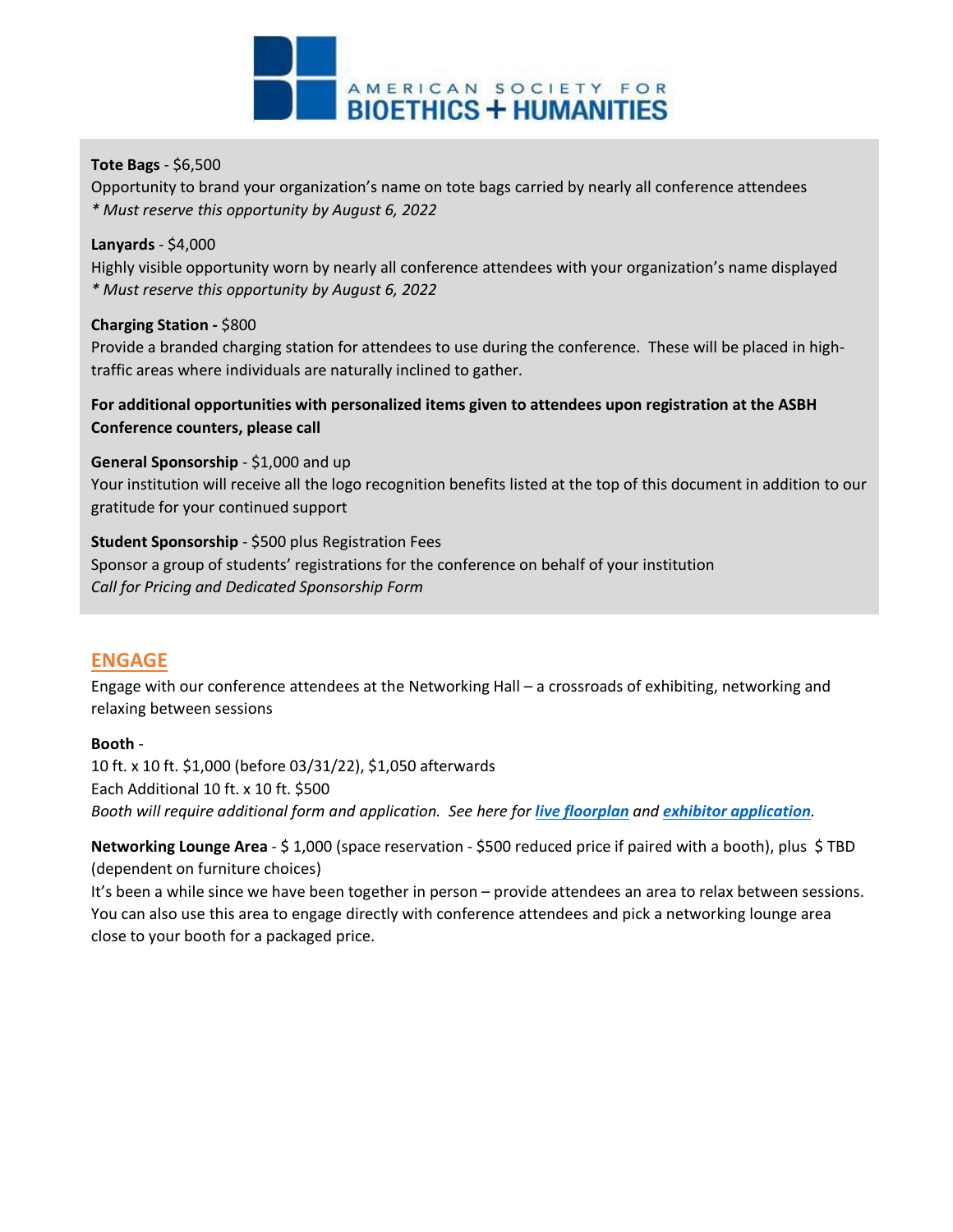**Tote Bags** - $6,500
Opportunity to brand your organization's name on tote bags carried by nearly all conference attendees
*\* Must reserve this opportunity by August 6, 2022*

**Lanyards** - $4,000
Highly visible opportunity worn by nearly all conference attendees with your organization's name displayed
*\* Must reserve this opportunity by August 6, 2022*

**Charging Station -** $800
Provide a branded charging station for attendees to use during the conference. These will be placed in high-traffic areas where individuals are naturally inclined to gather.

**For additional opportunities with personalized items given to attendees upon registration at the ASBH Conference counters, please call**

**General Sponsorship** - $1,000 and up
Your institution will receive all the logo recognition benefits listed at the top of this document in addition to our gratitude for your continued support

**Student Sponsorship** - $500 plus Registration Fees
Sponsor a group of students' registrations for the conference on behalf of your institution
*Call for Pricing and Dedicated Sponsorship Form*

## ENGAGE

Engage with our conference attendees at the Networking Hall – a crossroads of exhibiting, networking and relaxing between sessions

**Booth** -
10 ft. x 10 ft. $1,000 (before 03/31/22), $1,050 afterwards
Each Additional 10 ft. x 10 ft. $500
*Booth will require additional form and application. See here for **live floorplan** and **exhibitor application**.*

**Networking Lounge Area** - $ 1,000 (space reservation - $500 reduced price if paired with a booth), plus $ TBD (dependent on furniture choices)
It's been a while since we have been together in person – provide attendees an area to relax between sessions. You can also use this area to engage directly with conference attendees and pick a networking lounge area close to your booth for a packaged price.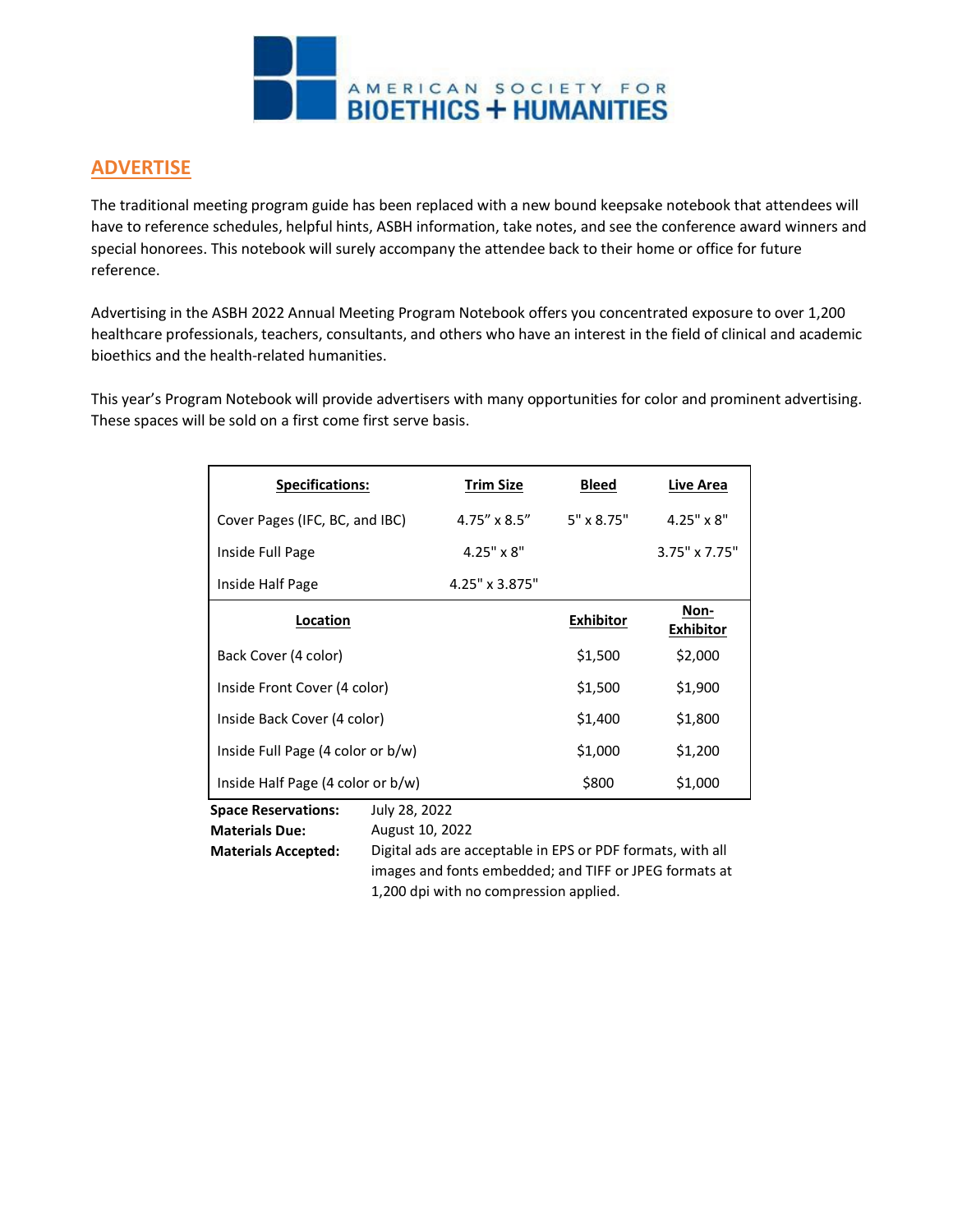## ADVERTISE

The traditional meeting program guide has been replaced with a new bound keepsake notebook that attendees will have to reference schedules, helpful hints, ASBH information, take notes, and see the conference award winners and special honorees. This notebook will surely accompany the attendee back to their home or office for future reference.

Advertising in the ASBH 2022 Annual Meeting Program Notebook offers you concentrated exposure to over 1,200 healthcare professionals, teachers, consultants, and others who have an interest in the field of clinical and academic bioethics and the health-related humanities.

This year's Program Notebook will provide advertisers with many opportunities for color and prominent advertising. These spaces will be sold on a first come first serve basis.

| Specifications: | Trim Size | Bleed | Live Area |
|---|---|---|---|
| Cover Pages (IFC, BC, and IBC) | 4.75" x 8.5" | 5" x 8.75" | 4.25" x 8" |
| Inside Full Page | 4.25" x 8" | | 3.75" x 7.75" |
| Inside Half Page | 4.25" x 3.875" | | |

| Location | Exhibitor | Non-Exhibitor |
|---|---|---|
| Back Cover (4 color) | $1,500 | $2,000 |
| Inside Front Cover (4 color) | $1,500 | $1,900 |
| Inside Back Cover (4 color) | $1,400 | $1,800 |
| Inside Full Page (4 color or b/w) | $1,000 | $1,200 |
| Inside Half Page (4 color or b/w) | $800 | $1,000 |

**Space Reservations:** July 28, 2022

**Materials Due:** August 10, 2022

**Materials Accepted:** Digital ads are acceptable in EPS or PDF formats, with all images and fonts embedded; and TIFF or JPEG formats at 1,200 dpi with no compression applied.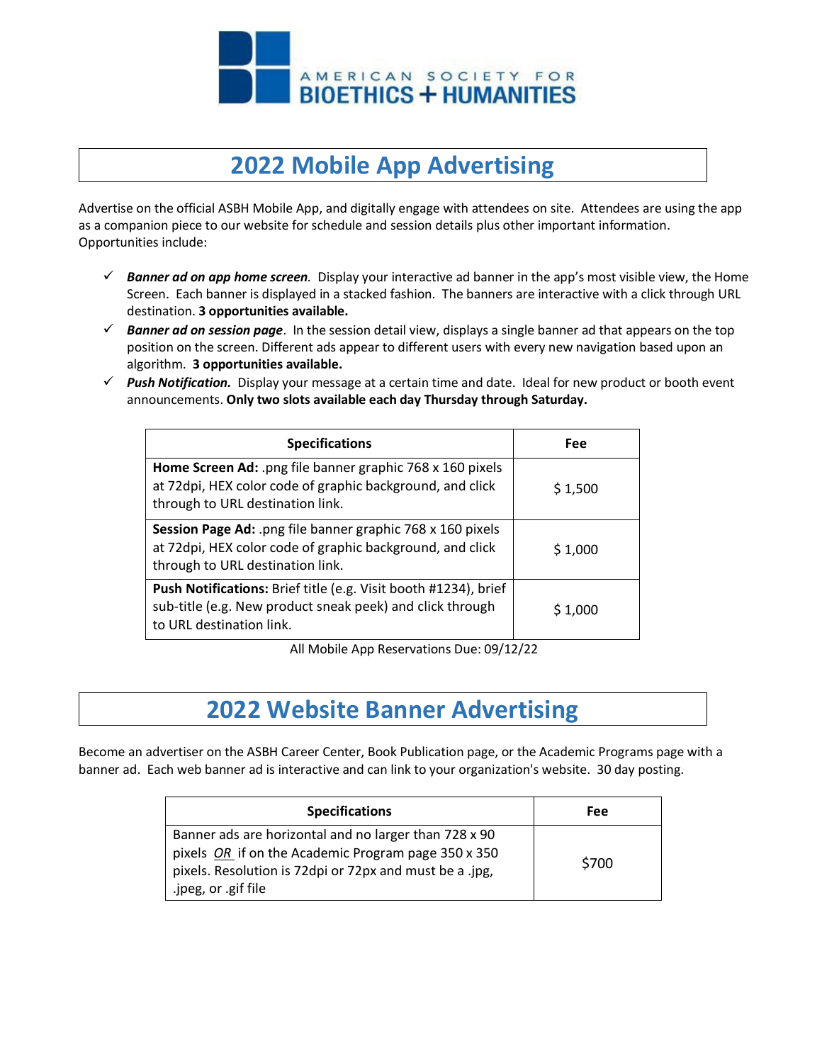AMERICAN SOCIETY FOR
BIOETHICS + HUMANITIES

# 2022 Mobile App Advertising

Advertise on the official ASBH Mobile App, and digitally engage with attendees on site. Attendees are using the app as a companion piece to our website for schedule and session details plus other important information. Opportunities include:

- ✓ ***Banner ad on app home screen.*** Display your interactive ad banner in the app's most visible view, the Home Screen. Each banner is displayed in a stacked fashion. The banners are interactive with a click through URL destination. **3 opportunities available.**
- ✓ ***Banner ad on session page***. In the session detail view, displays a single banner ad that appears on the top position on the screen. Different ads appear to different users with every new navigation based upon an algorithm. **3 opportunities available.**
- ✓ ***Push Notification.*** Display your message at a certain time and date. Ideal for new product or booth event announcements. **Only two slots available each day Thursday through Saturday.**

| Specifications | Fee |
|---|---|
| **Home Screen Ad:** .png file banner graphic 768 x 160 pixels at 72dpi, HEX color code of graphic background, and click through to URL destination link. | $ 1,500 |
| **Session Page Ad:** .png file banner graphic 768 x 160 pixels at 72dpi, HEX color code of graphic background, and click through to URL destination link. | $ 1,000 |
| **Push Notifications:** Brief title (e.g. Visit booth #1234), brief sub-title (e.g. New product sneak peek) and click through to URL destination link. | $ 1,000 |

All Mobile App Reservations Due: 09/12/22

# 2022 Website Banner Advertising

Become an advertiser on the ASBH Career Center, Book Publication page, or the Academic Programs page with a banner ad. Each web banner ad is interactive and can link to your organization's website. 30 day posting.

| Specifications | Fee |
|---|---|
| Banner ads are horizontal and no larger than 728 x 90 pixels *OR* if on the Academic Program page 350 x 350 pixels. Resolution is 72dpi or 72px and must be a .jpg, .jpeg, or .gif file | $700 |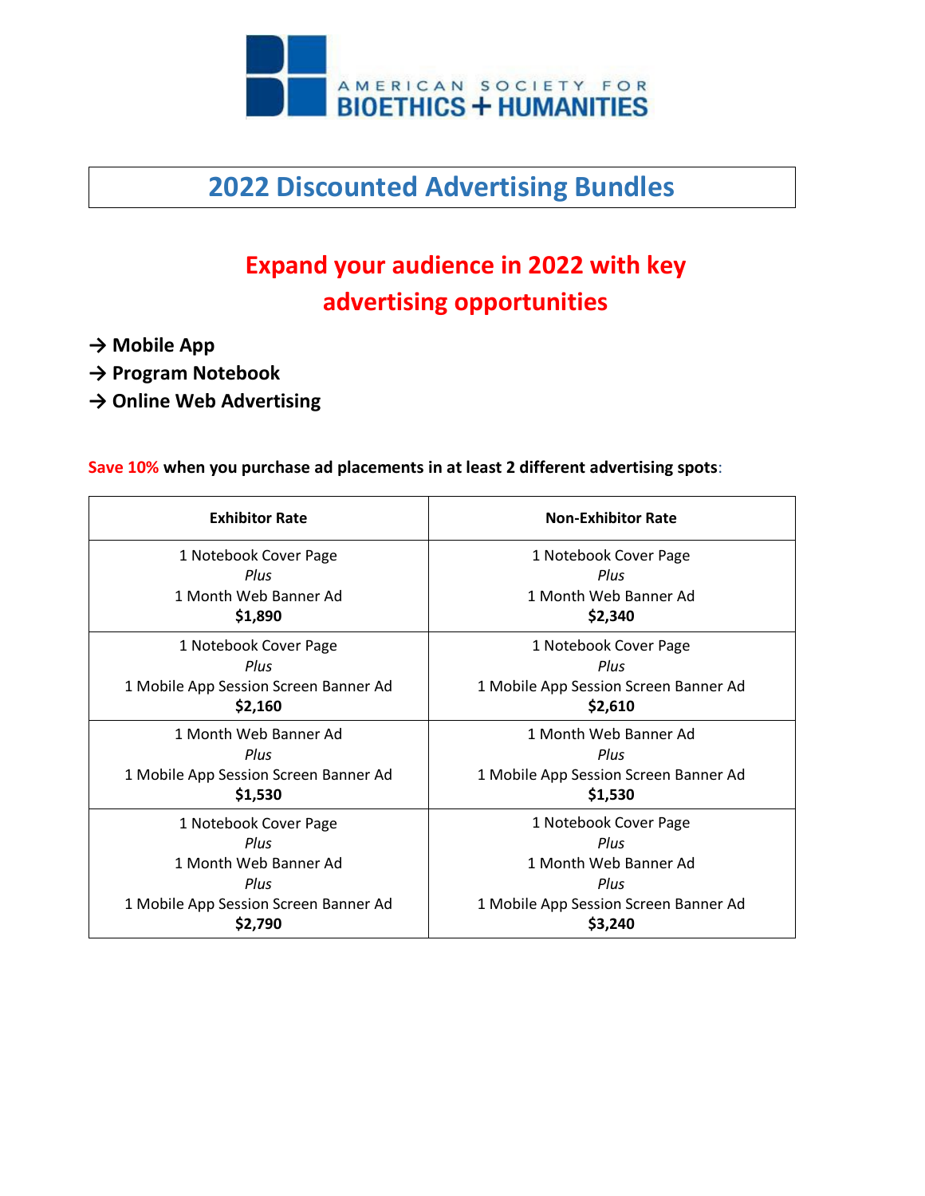AMERICAN SOCIETY FOR
BIOETHICS + HUMANITIES

# 2022 Discounted Advertising Bundles

## Expand your audience in 2022 with key advertising opportunities

**→ Mobile App**
**→ Program Notebook**
**→ Online Web Advertising**

**Save 10% when you purchase ad placements in at least 2 different advertising spots**:

| Exhibitor Rate | Non-Exhibitor Rate |
|---|---|
| 1 Notebook Cover Page *Plus* 1 Month Web Banner Ad **$1,890** | 1 Notebook Cover Page *Plus* 1 Month Web Banner Ad **$2,340** |
| 1 Notebook Cover Page *Plus* 1 Mobile App Session Screen Banner Ad **$2,160** | 1 Notebook Cover Page *Plus* 1 Mobile App Session Screen Banner Ad **$2,610** |
| 1 Month Web Banner Ad *Plus* 1 Mobile App Session Screen Banner Ad **$1,530** | 1 Month Web Banner Ad *Plus* 1 Mobile App Session Screen Banner Ad **$1,530** |
| 1 Notebook Cover Page *Plus* 1 Month Web Banner Ad *Plus* 1 Mobile App Session Screen Banner Ad **$2,790** | 1 Notebook Cover Page *Plus* 1 Month Web Banner Ad *Plus* 1 Mobile App Session Screen Banner Ad **$3,240** |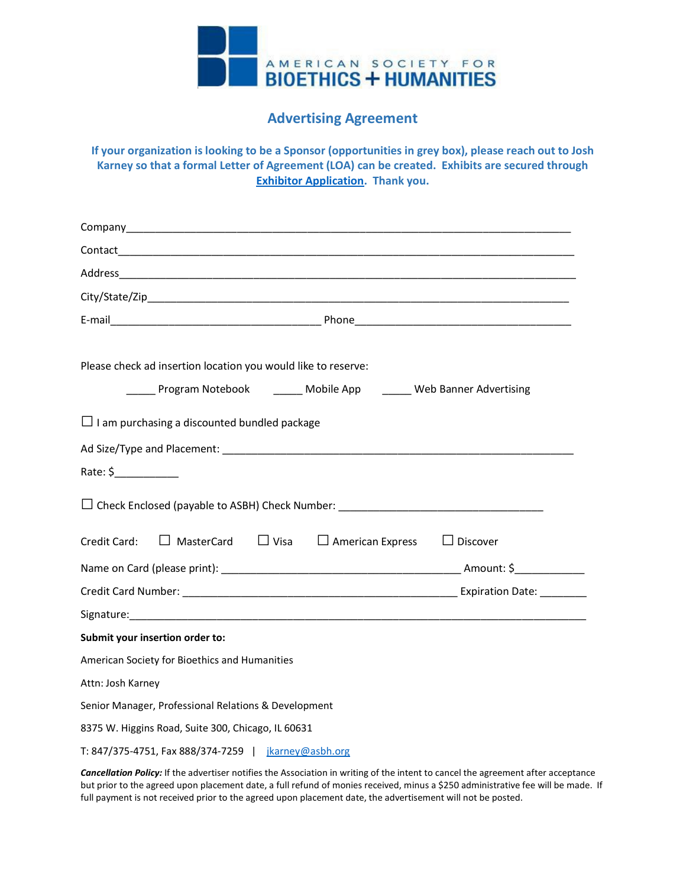AMERICAN SOCIETY FOR
BIOETHICS + HUMANITIES

## Advertising Agreement

**If your organization is looking to be a Sponsor (opportunities in grey box), please reach out to Josh Karney so that a formal Letter of Agreement (LOA) can be created. Exhibits are secured through [Exhibitor Application](). Thank you.**

Company_______________________________________________________________________

Contact________________________________________________________________________

Address________________________________________________________________________

City/State/Zip__________________________________________________________________

E-mail___________________________________ Phone___________________________________

Please check ad insertion location you would like to reserve:

_____ Program Notebook _____ Mobile App _____ Web Banner Advertising

☐ I am purchasing a discounted bundled package

Ad Size/Type and Placement: ________________________________________________________

Rate: $___________

☐ Check Enclosed (payable to ASBH) Check Number: __________________________________

Credit Card: ☐ MasterCard ☐ Visa ☐ American Express ☐ Discover

Name on Card (please print): _______________________________________ Amount: $____________

Credit Card Number: ____________________________________________ Expiration Date: ________

Signature:______________________________________________________________________

**Submit your insertion order to:**

American Society for Bioethics and Humanities

Attn: Josh Karney

Senior Manager, Professional Relations & Development

8375 W. Higgins Road, Suite 300, Chicago, IL 60631

T: 847/375-4751, Fax 888/374-7259 | jkarney@asbh.org

***Cancellation Policy:*** If the advertiser notifies the Association in writing of the intent to cancel the agreement after acceptance but prior to the agreed upon placement date, a full refund of monies received, minus a $250 administrative fee will be made. If full payment is not received prior to the agreed upon placement date, the advertisement will not be posted.